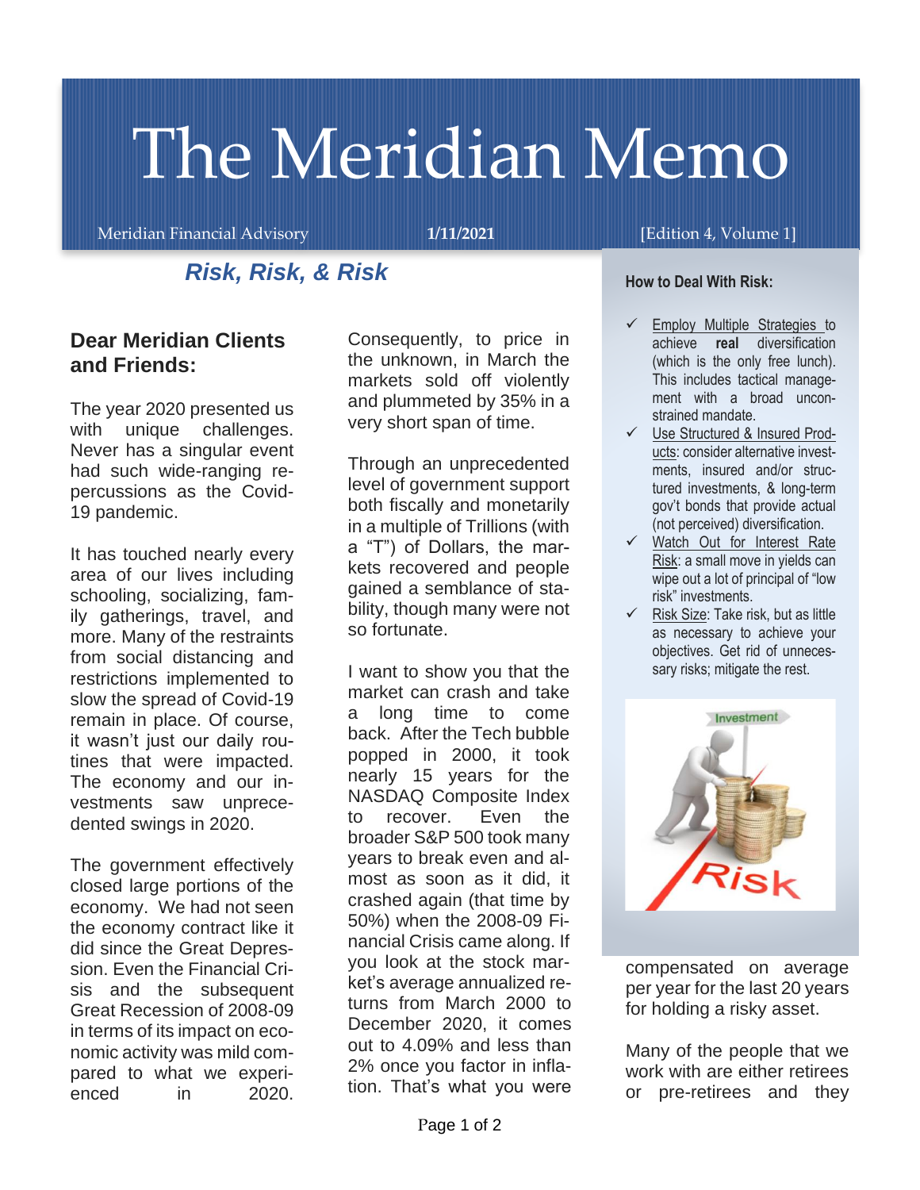# The Meridian Memo

Meridian Financial Advisory **1/11/2021** [Edition 4, Volume 1]

## *Risk, Risk, & Risk*

### Dear Meridian Clients and Friends:

The year 2020 presented us with unique challenges. Never has a singular event had such wide-ranging repercussions as the Covid-19 pandemic.

It has touched nearly every area of our lives including schooling, socializing, family gatherings, travel, and more. Many of the restraints from social distancing and restrictions implemented to slow the spread of Covid-19 remain in place. Of course, it wasn't just our daily routines that were impacted. The economy and our investments saw unprecedented swings in 2020.

The government effectively closed large portions of the economy. We had not seen the economy contract like it did since the Great Depression. Even the Financial Crisis and the subsequent Great Recession of 2008-09 in terms of its impact on economic activity was mild compared to what we experienced in 2020.

Consequently, to price in the unknown, in March the markets sold off violently and plummeted by 35% in a very short span of time.

Through an unprecedented level of government support both fiscally and monetarily in a multiple of Trillions (with a "T") of Dollars, the markets recovered and people gained a semblance of stability, though many were not so fortunate.

I want to show you that the market can crash and take a long time to come back. After the Tech bubble popped in 2000, it took nearly 15 years for the NASDAQ Composite Index to recover. Even the broader S&P 500 took many years to break even and almost as soon as it did, it crashed again (that time by 50%) when the 2008-09 Financial Crisis came along. If you look at the stock market's average annualized returns from March 2000 to December 2020, it comes out to 4.09% and less than 2% once you factor in inflation. That's what you were compensated on average per year for the last 20 years for holding a risky asset.

Many of the people that we work with are either retirees or pre-retirees and they

---

**How to Deal With Risk:**

- ✓ Employ Multiple Strategies to achieve **real** diversification (which is the only free lunch). This includes tactical management with a broad unconstrained mandate.
- ✓ Use Structured & Insured Products: consider alternative investments, insured and/or structured investments, & long-term gov't bonds that provide actual (not perceived) diversification.
- ✓ Watch Out for Interest Rate Risk: a small move in yields can wipe out a lot of principal of "low risk" investments.
- ✓ Risk Size: Take risk, but as little as necessary to achieve your objectives. Get rid of unnecessary risks; mitigate the rest.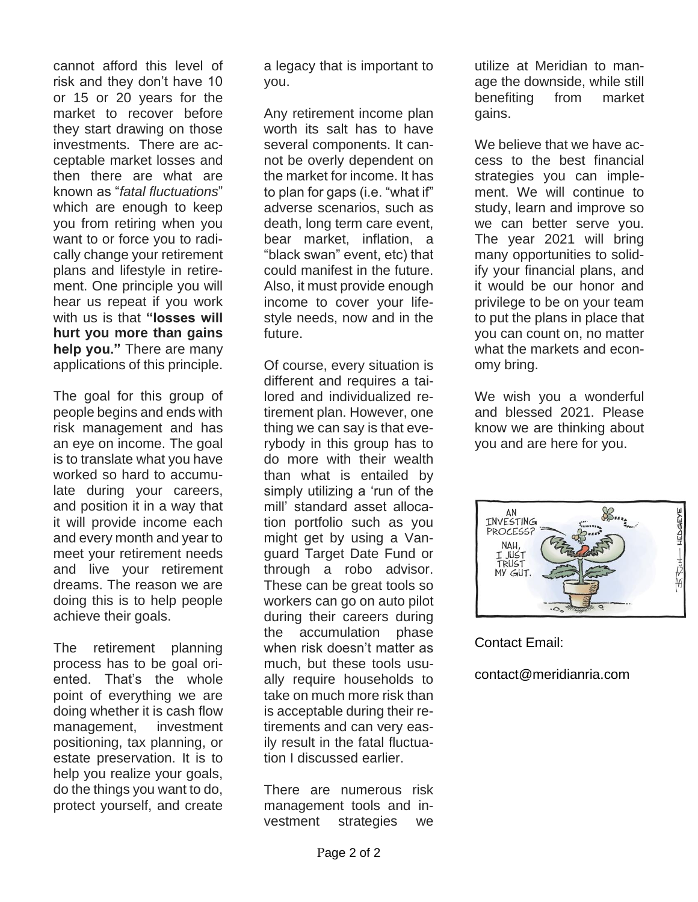cannot afford this level of risk and they don't have 10 or 15 or 20 years for the market to recover before they start drawing on those investments. There are acceptable market losses and then there are what are known as "*fatal fluctuations*" which are enough to keep you from retiring when you want to or force you to radically change your retirement plans and lifestyle in retirement. One principle you will hear us repeat if you work with us is that **"losses will hurt you more than gains help you."** There are many applications of this principle.

The goal for this group of people begins and ends with risk management and has an eye on income. The goal is to translate what you have worked so hard to accumulate during your careers, and position it in a way that it will provide income each and every month and year to meet your retirement needs and live your retirement dreams. The reason we are doing this is to help people achieve their goals.

The retirement planning process has to be goal oriented. That's the whole point of everything we are doing whether it is cash flow management, investment positioning, tax planning, or estate preservation. It is to help you realize your goals, do the things you want to do, protect yourself, and create a legacy that is important to you.

Any retirement income plan worth its salt has to have several components. It cannot be overly dependent on the market for income. It has to plan for gaps (i.e. "what if" adverse scenarios, such as death, long term care event, bear market, inflation, a "black swan" event, etc) that could manifest in the future. Also, it must provide enough income to cover your lifestyle needs, now and in the future.

Of course, every situation is different and requires a tailored and individualized retirement plan. However, one thing we can say is that everybody in this group has to do more with their wealth than what is entailed by simply utilizing a 'run of the mill' standard asset allocation portfolio such as you might get by using a Vanguard Target Date Fund or through a robo advisor. These can be great tools so workers can go on auto pilot during their careers during the accumulation phase when risk doesn't matter as much, but these tools usually require households to take on much more risk than is acceptable during their retirements and can very easily result in the fatal fluctuation I discussed earlier.

There are numerous risk management tools and investment strategies we utilize at Meridian to manage the downside, while still benefiting from market gains.

We believe that we have access to the best financial strategies you can implement. We will continue to study, learn and improve so we can better serve you. The year 2021 will bring many opportunities to solidify your financial plans, and it would be our honor and privilege to be on your team to put the plans in place that you can count on, no matter what the markets and economy bring.

We wish you a wonderful and blessed 2021. Please know we are thinking about you and are here for you.

Contact Email:

contact@meridianria.com